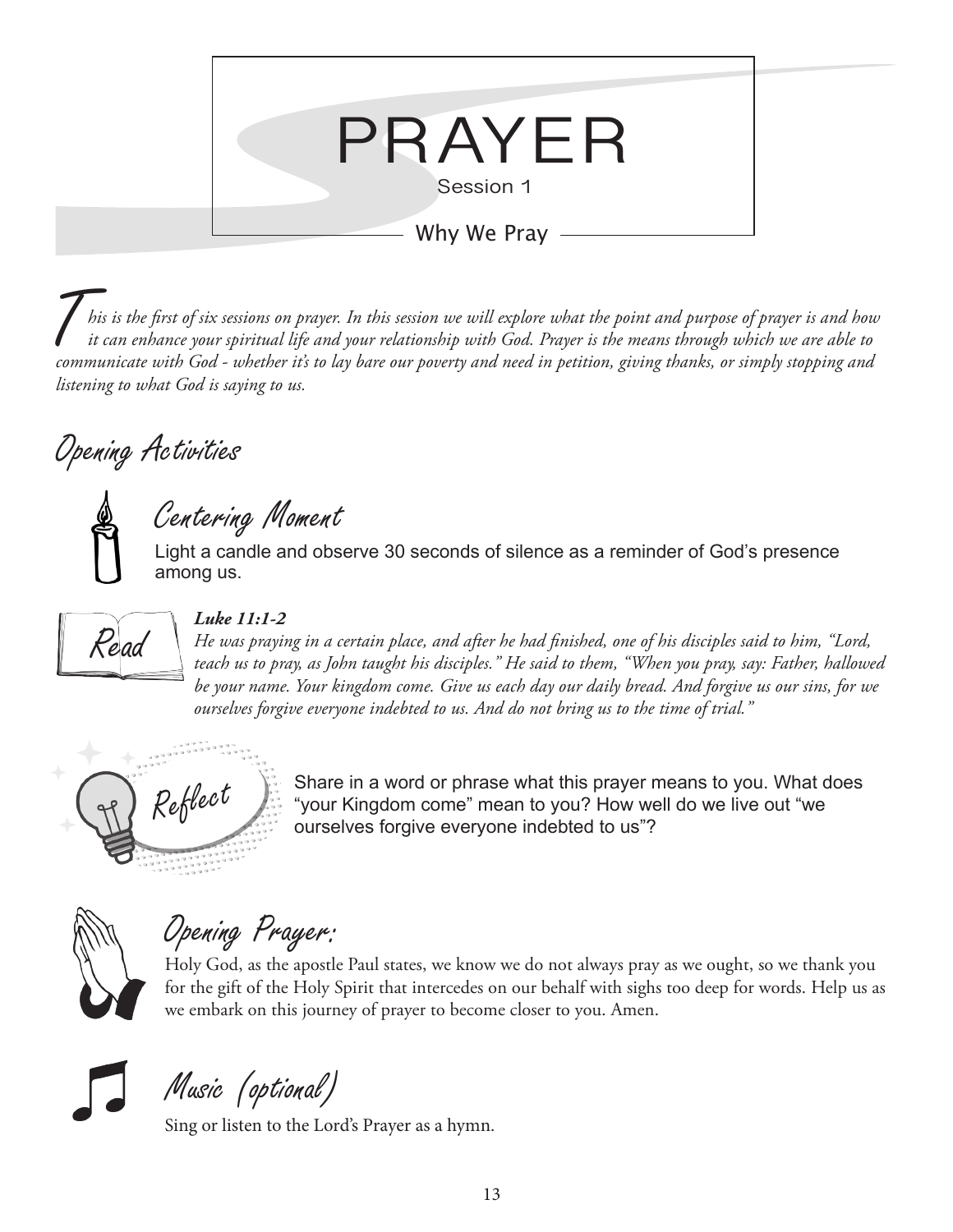# PRAYER

Session 1

## Why We Pray

*This is the first of six sessions on prayer. In this session we will explore what the point and purpose of prayer is and how it can enhance your spiritual life and your relationship with God. Prayer is the means through which we are able to communicate with God - whether it's to lay bare our poverty and need in petition, giving thanks, or simply stopping and listening to what God is saying to us.*

## Opening Activities

### Centering Moment

Light a candle and observe 30 seconds of silence as a reminder of God's presence among us.

### Read

***Luke 11:1-2***

*He was praying in a certain place, and after he had finished, one of his disciples said to him, "Lord, teach us to pray, as John taught his disciples." He said to them, "When you pray, say: Father, hallowed be your name. Your kingdom come. Give us each day our daily bread. And forgive us our sins, for we ourselves forgive everyone indebted to us. And do not bring us to the time of trial."*

### Reflect

Share in a word or phrase what this prayer means to you. What does "your Kingdom come" mean to you? How well do we live out "we ourselves forgive everyone indebted to us"?

### Opening Prayer:

Holy God, as the apostle Paul states, we know we do not always pray as we ought, so we thank you for the gift of the Holy Spirit that intercedes on our behalf with sighs too deep for words. Help us as we embark on this journey of prayer to become closer to you. Amen.

### Music (optional)

Sing or listen to the Lord's Prayer as a hymn.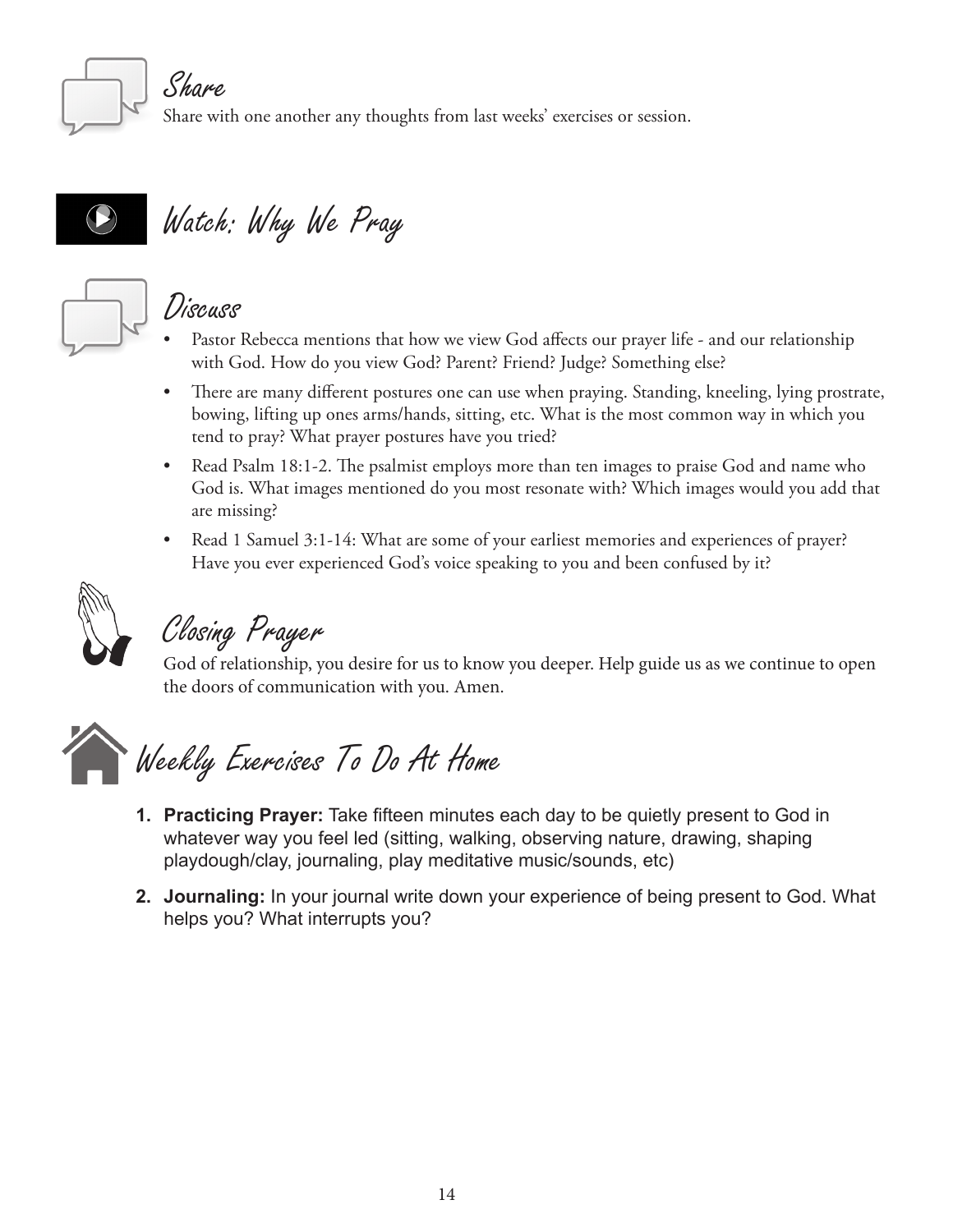## Share

Share with one another any thoughts from last weeks' exercises or session.

## Watch: Why We Pray

## Discuss

- Pastor Rebecca mentions that how we view God affects our prayer life - and our relationship with God. How do you view God? Parent? Friend? Judge? Something else?
- There are many different postures one can use when praying. Standing, kneeling, lying prostrate, bowing, lifting up ones arms/hands, sitting, etc. What is the most common way in which you tend to pray? What prayer postures have you tried?
- Read Psalm 18:1-2. The psalmist employs more than ten images to praise God and name who God is. What images mentioned do you most resonate with? Which images would you add that are missing?
- Read 1 Samuel 3:1-14: What are some of your earliest memories and experiences of prayer? Have you ever experienced God's voice speaking to you and been confused by it?

## Closing Prayer

God of relationship, you desire for us to know you deeper. Help guide us as we continue to open the doors of communication with you. Amen.

## Weekly Exercises To Do At Home

1. **Practicing Prayer:** Take fifteen minutes each day to be quietly present to God in whatever way you feel led (sitting, walking, observing nature, drawing, shaping playdough/clay, journaling, play meditative music/sounds, etc)
2. **Journaling:** In your journal write down your experience of being present to God. What helps you? What interrupts you?